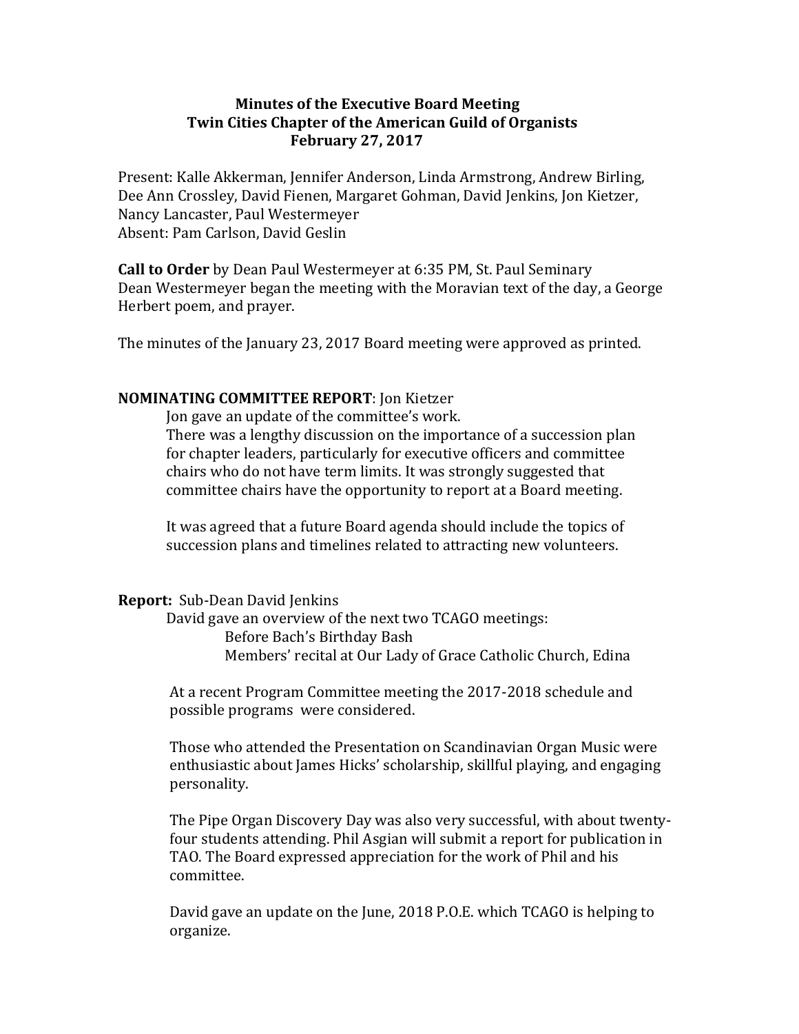**Minutes of the Executive Board Meeting**
**Twin Cities Chapter of the American Guild of Organists**
**February 27, 2017**

Present: Kalle Akkerman, Jennifer Anderson, Linda Armstrong, Andrew Birling, Dee Ann Crossley, David Fienen, Margaret Gohman, David Jenkins, Jon Kietzer, Nancy Lancaster, Paul Westermeyer
Absent: Pam Carlson, David Geslin

**Call to Order** by Dean Paul Westermeyer at 6:35 PM, St. Paul Seminary
Dean Westermeyer began the meeting with the Moravian text of the day, a George Herbert poem, and prayer.

The minutes of the January 23, 2017 Board meeting were approved as printed.

**NOMINATING COMMITTEE REPORT**: Jon Kietzer

Jon gave an update of the committee's work.
There was a lengthy discussion on the importance of a succession plan for chapter leaders, particularly for executive officers and committee chairs who do not have term limits. It was strongly suggested that committee chairs have the opportunity to report at a Board meeting.

It was agreed that a future Board agenda should include the topics of succession plans and timelines related to attracting new volunteers.

**Report:** Sub-Dean David Jenkins

David gave an overview of the next two TCAGO meetings:

- Before Bach's Birthday Bash
- Members' recital at Our Lady of Grace Catholic Church, Edina

At a recent Program Committee meeting the 2017-2018 schedule and possible programs were considered.

Those who attended the Presentation on Scandinavian Organ Music were enthusiastic about James Hicks' scholarship, skillful playing, and engaging personality.

The Pipe Organ Discovery Day was also very successful, with about twenty-four students attending. Phil Asgian will submit a report for publication in TAO. The Board expressed appreciation for the work of Phil and his committee.

David gave an update on the June, 2018 P.O.E. which TCAGO is helping to organize.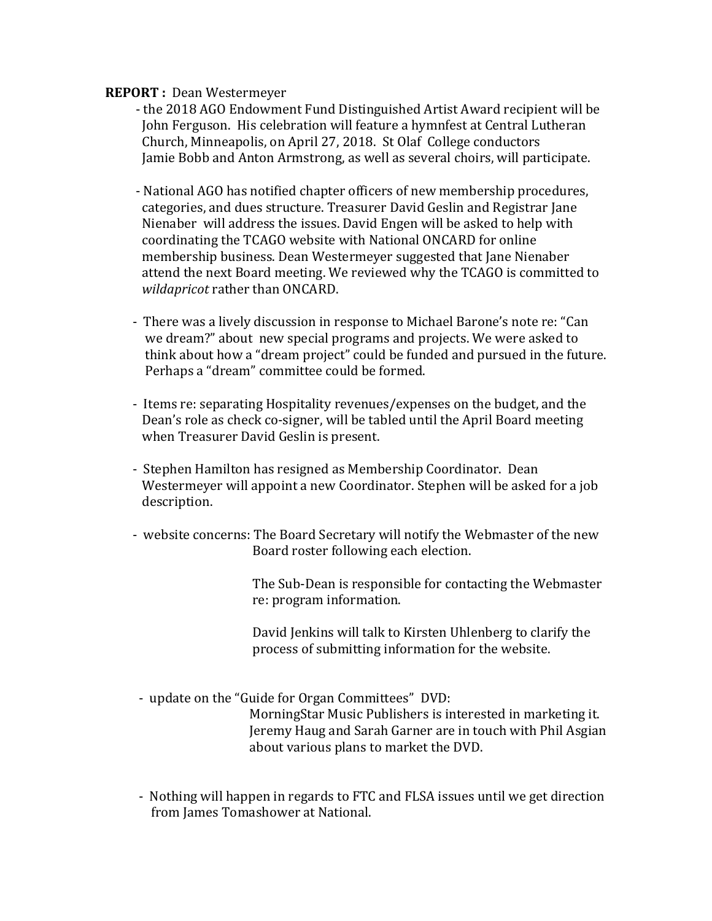**REPORT :** Dean Westermeyer

- the 2018 AGO Endowment Fund Distinguished Artist Award recipient will be John Ferguson. His celebration will feature a hymnfest at Central Lutheran Church, Minneapolis, on April 27, 2018. St Olaf College conductors Jamie Bobb and Anton Armstrong, as well as several choirs, will participate.

- National AGO has notified chapter officers of new membership procedures, categories, and dues structure. Treasurer David Geslin and Registrar Jane Nienaber will address the issues. David Engen will be asked to help with coordinating the TCAGO website with National ONCARD for online membership business. Dean Westermeyer suggested that Jane Nienaber attend the next Board meeting. We reviewed why the TCAGO is committed to *wildapricot* rather than ONCARD.

- There was a lively discussion in response to Michael Barone's note re: "Can we dream?" about new special programs and projects. We were asked to think about how a "dream project" could be funded and pursued in the future. Perhaps a "dream" committee could be formed.

- Items re: separating Hospitality revenues/expenses on the budget, and the Dean's role as check co-signer, will be tabled until the April Board meeting when Treasurer David Geslin is present.

- Stephen Hamilton has resigned as Membership Coordinator. Dean Westermeyer will appoint a new Coordinator. Stephen will be asked for a job description.

- website concerns: The Board Secretary will notify the Webmaster of the new Board roster following each election.

  The Sub-Dean is responsible for contacting the Webmaster re: program information.

  David Jenkins will talk to Kirsten Uhlenberg to clarify the process of submitting information for the website.

- update on the "Guide for Organ Committees" DVD:
  MorningStar Music Publishers is interested in marketing it. Jeremy Haug and Sarah Garner are in touch with Phil Asgian about various plans to market the DVD.

- Nothing will happen in regards to FTC and FLSA issues until we get direction from James Tomashower at National.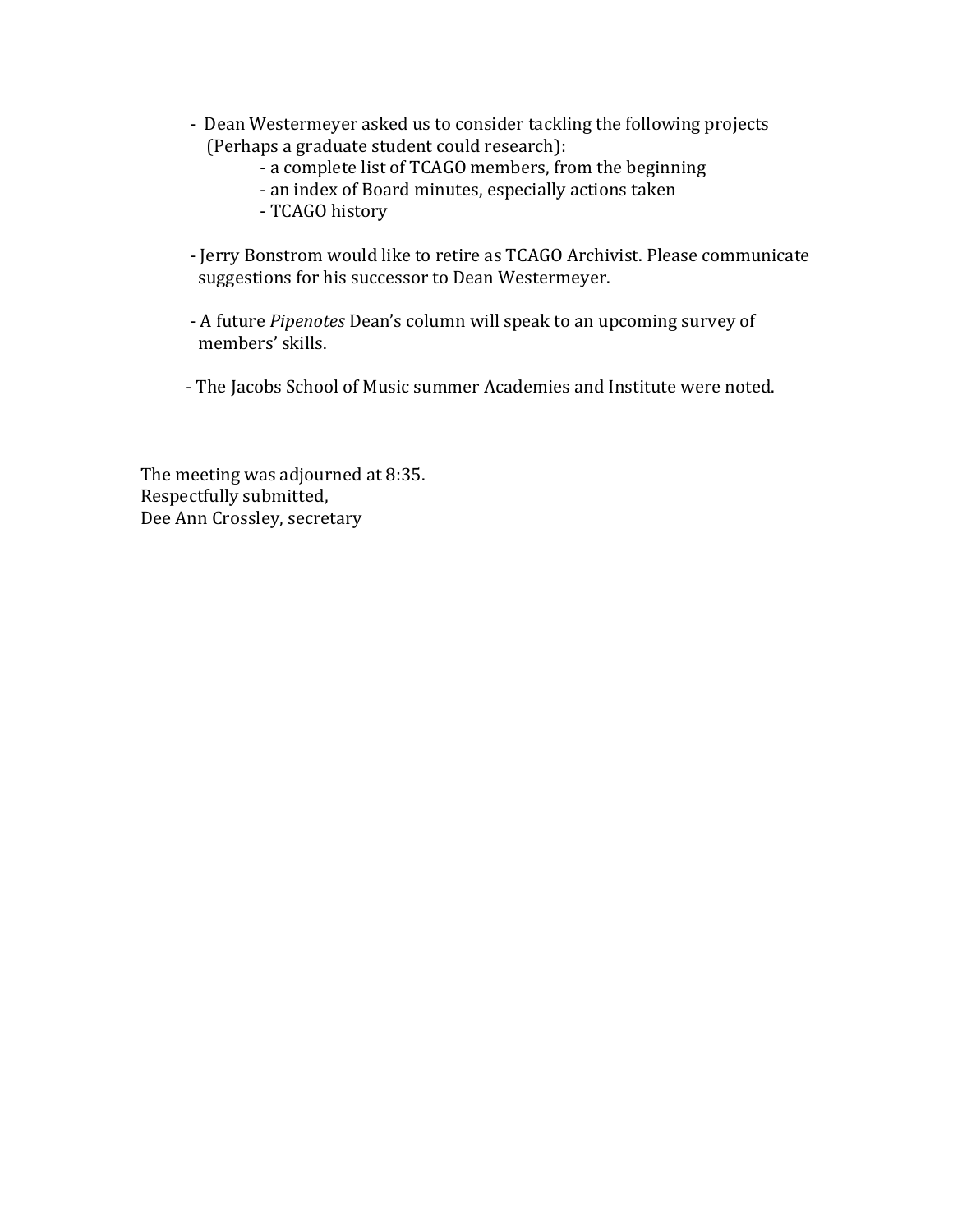- Dean Westermeyer asked us to consider tackling the following projects (Perhaps a graduate student could research):
  - a complete list of TCAGO members, from the beginning
  - an index of Board minutes, especially actions taken
  - TCAGO history

- Jerry Bonstrom would like to retire as TCAGO Archivist. Please communicate suggestions for his successor to Dean Westermeyer.

- A future *Pipenotes* Dean's column will speak to an upcoming survey of members' skills.

- The Jacobs School of Music summer Academies and Institute were noted.

The meeting was adjourned at 8:35.
Respectfully submitted,
Dee Ann Crossley, secretary